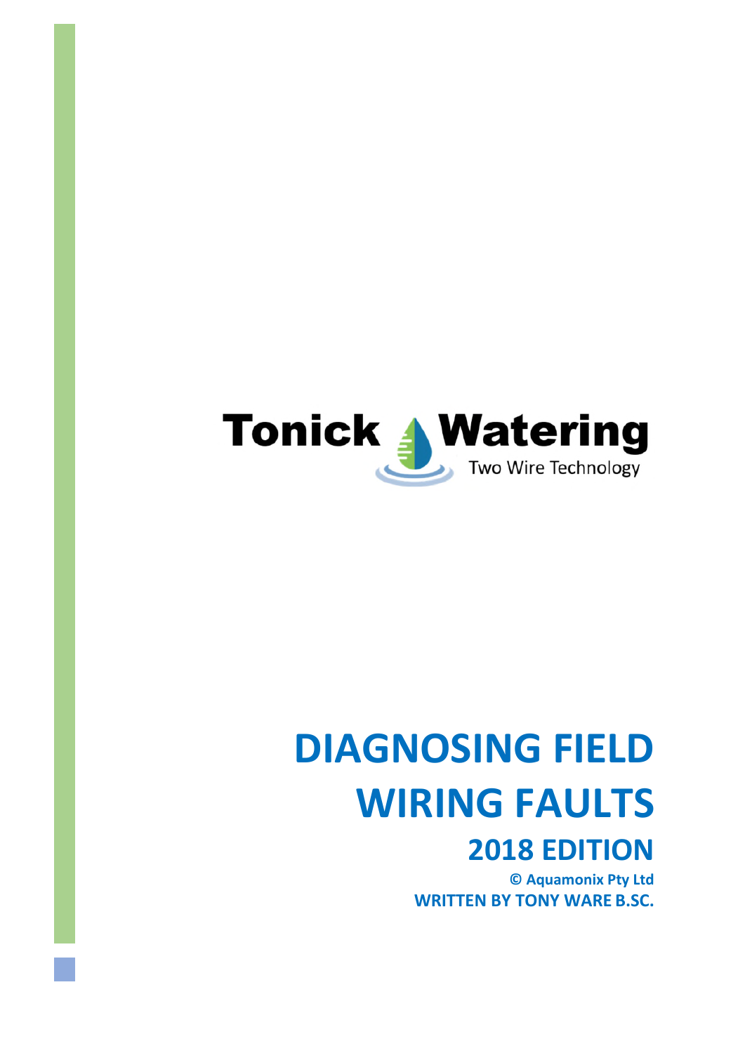Tonick Watering

Two Wire Technology

# DIAGNOSING FIELD WIRING FAULTS

## 2018 EDITION

**© Aquamonix Pty Ltd**

**WRITTEN BY TONY WARE B.SC.**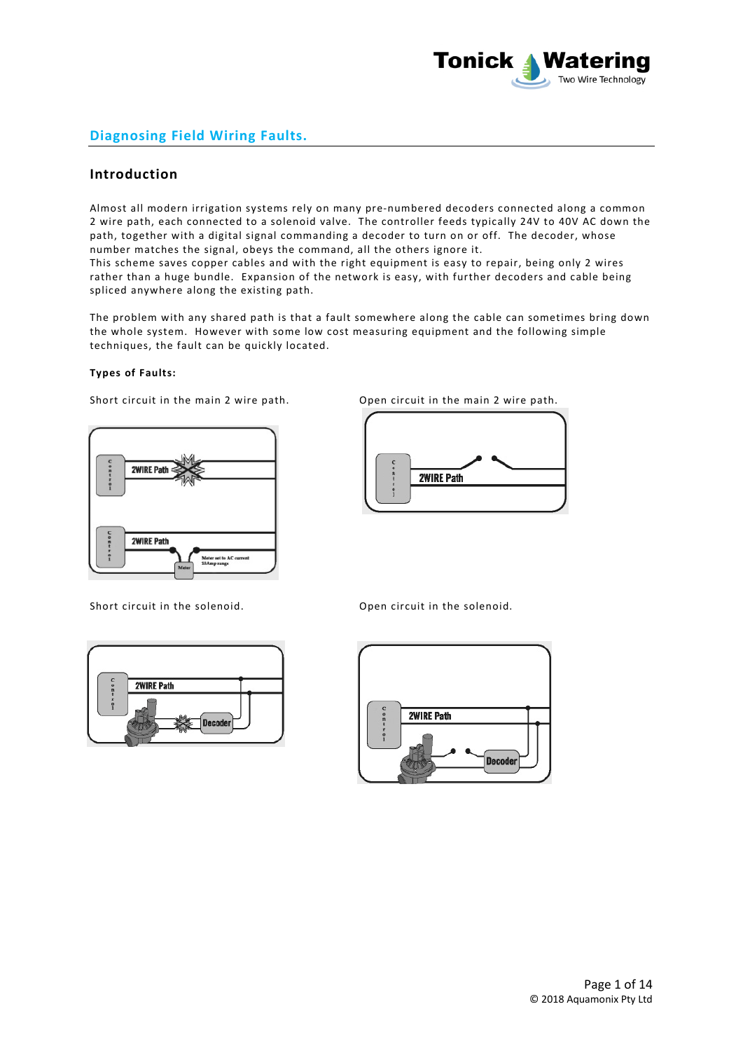## Diagnosing Field Wiring Faults.

### Introduction

Almost all modern irrigation systems rely on many pre-numbered decoders connected along a common 2 wire path, each connected to a solenoid valve. The controller feeds typically 24V to 40V AC down the path, together with a digital signal commanding a decoder to turn on or off. The decoder, whose number matches the signal, obeys the command, all the others ignore it.
This scheme saves copper cables and with the right equipment is easy to repair, being only 2 wires rather than a huge bundle. Expansion of the network is easy, with further decoders and cable being spliced anywhere along the existing path.

The problem with any shared path is that a fault somewhere along the cable can sometimes bring down the whole system. However with some low cost measuring equipment and the following simple techniques, the fault can be quickly located.

**Types of Faults:**

Short circuit in the main 2 wire path.

Open circuit in the main 2 wire path.

Short circuit in the solenoid.

Open circuit in the solenoid.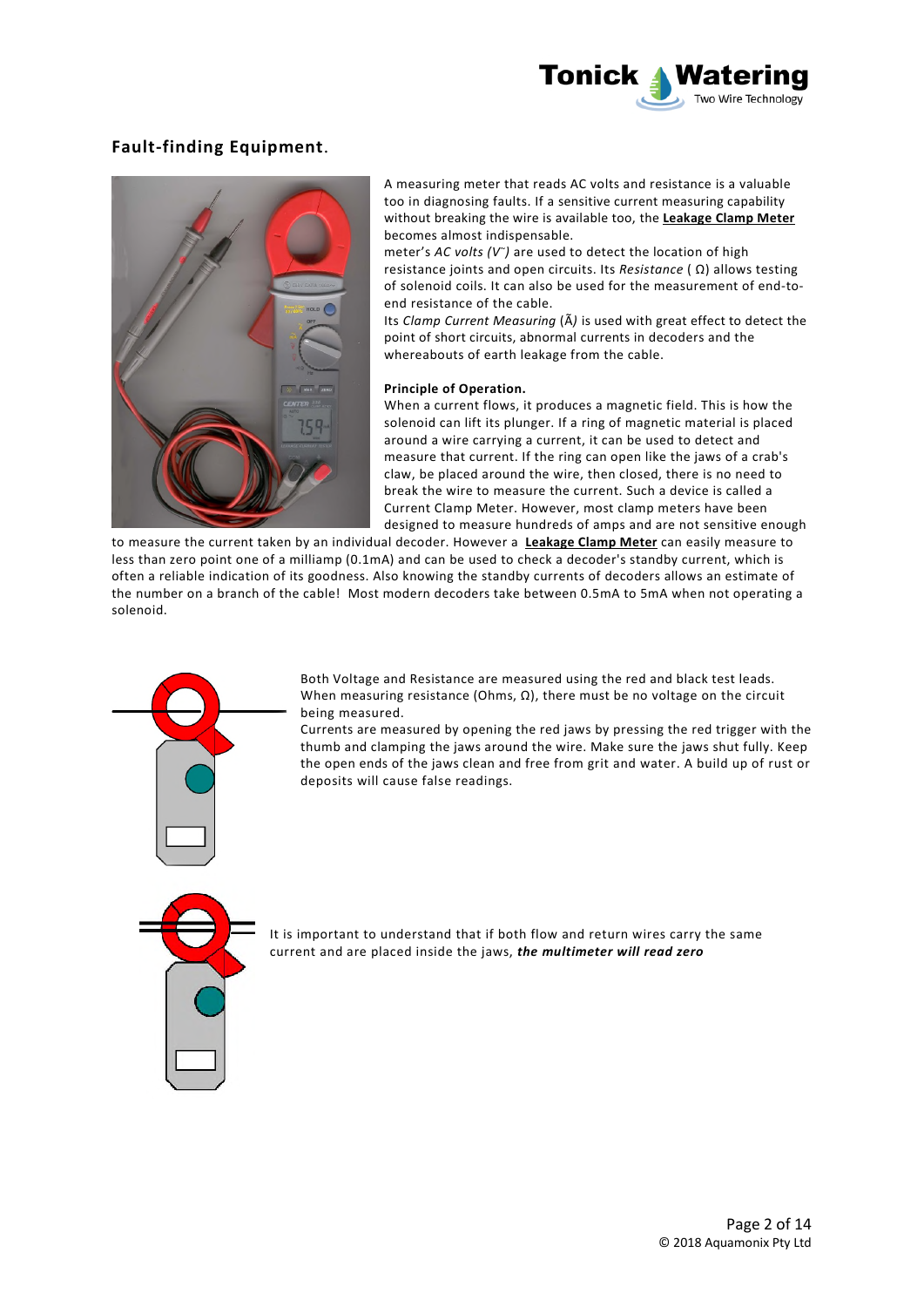## Fault-finding Equipment.

A measuring meter that reads AC volts and resistance is a valuable too in diagnosing faults. If a sensitive current measuring capability without breaking the wire is available too, the **Leakage Clamp Meter** becomes almost indispensable.

meter's *AC volts (V~)* are used to detect the location of high resistance joints and open circuits. Its *Resistance* ( Ω) allows testing of solenoid coils. It can also be used for the measurement of end-to-end resistance of the cable.

Its *Clamp Current Measuring* (Ã*)* is used with great effect to detect the point of short circuits, abnormal currents in decoders and the whereabouts of earth leakage from the cable.

**Principle of Operation.**

When a current flows, it produces a magnetic field. This is how the solenoid can lift its plunger. If a ring of magnetic material is placed around a wire carrying a current, it can be used to detect and measure that current. If the ring can open like the jaws of a crab's claw, be placed around the wire, then closed, there is no need to break the wire to measure the current. Such a device is called a Current Clamp Meter. However, most clamp meters have been designed to measure hundreds of amps and are not sensitive enough to measure the current taken by an individual decoder. However a **Leakage Clamp Meter** can easily measure to less than zero point one of a milliamp (0.1mA) and can be used to check a decoder's standby current, which is often a reliable indication of its goodness. Also knowing the standby currents of decoders allows an estimate of the number on a branch of the cable! Most modern decoders take between 0.5mA to 5mA when not operating a solenoid.

Both Voltage and Resistance are measured using the red and black test leads. When measuring resistance (Ohms, Ω), there must be no voltage on the circuit being measured.

Currents are measured by opening the red jaws by pressing the red trigger with the thumb and clamping the jaws around the wire. Make sure the jaws shut fully. Keep the open ends of the jaws clean and free from grit and water. A build up of rust or deposits will cause false readings.

It is important to understand that if both flow and return wires carry the same current and are placed inside the jaws, ***the multimeter will read zero***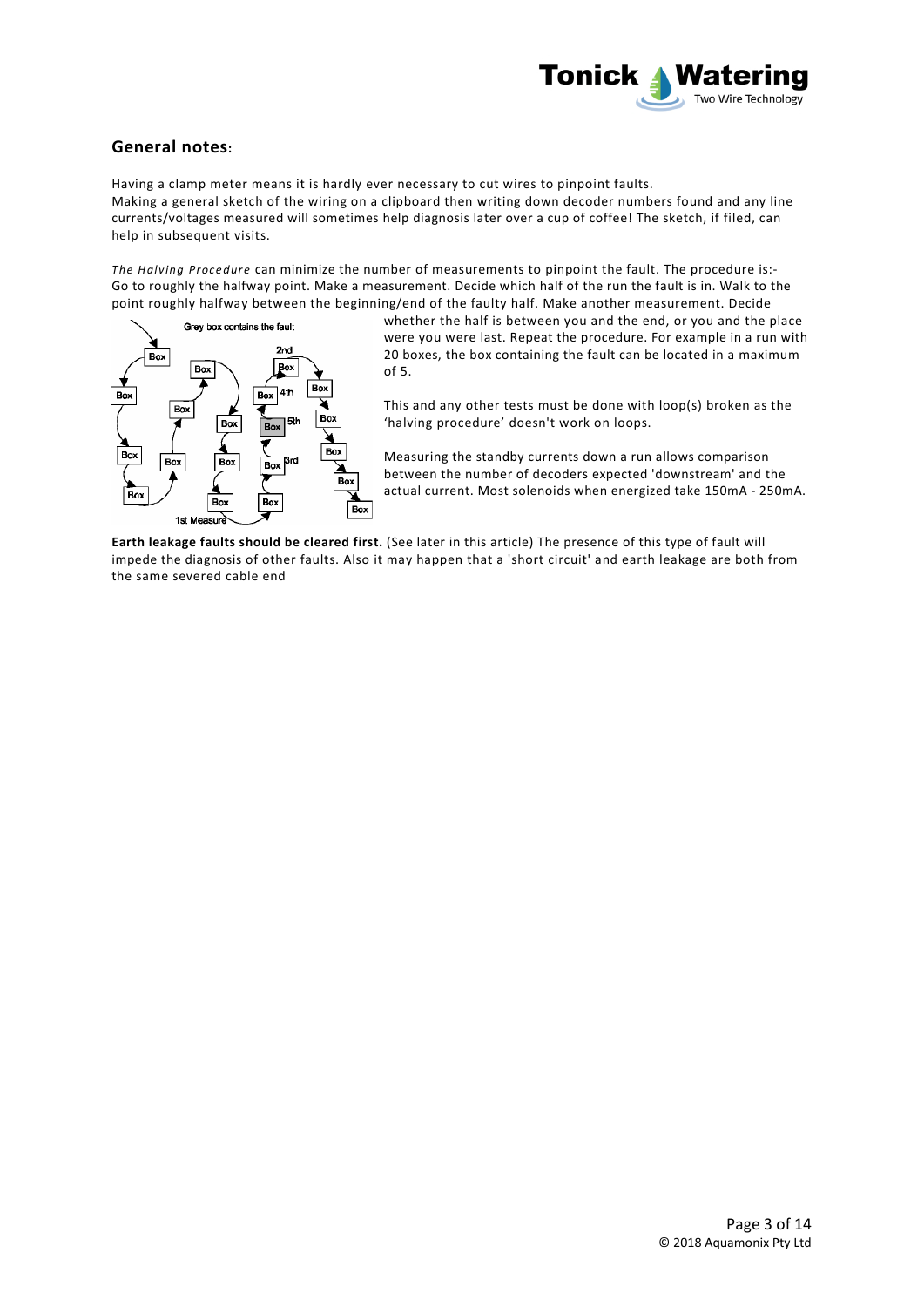## General notes:

Having a clamp meter means it is hardly ever necessary to cut wires to pinpoint faults.
Making a general sketch of the wiring on a clipboard then writing down decoder numbers found and any line currents/voltages measured will sometimes help diagnosis later over a cup of coffee! The sketch, if filed, can help in subsequent visits.

*The Halving Procedure* can minimize the number of measurements to pinpoint the fault. The procedure is:-
Go to roughly the halfway point. Make a measurement. Decide which half of the run the fault is in. Walk to the point roughly halfway between the beginning/end of the faulty half. Make another measurement. Decide whether the half is between you and the end, or you and the place were you were last. Repeat the procedure. For example in a run with 20 boxes, the box containing the fault can be located in a maximum of 5.

This and any other tests must be done with loop(s) broken as the 'halving procedure' doesn't work on loops.

Measuring the standby currents down a run allows comparison between the number of decoders expected 'downstream' and the actual current. Most solenoids when energized take 150mA - 250mA.

**Earth leakage faults should be cleared first.** (See later in this article) The presence of this type of fault will impede the diagnosis of other faults. Also it may happen that a 'short circuit' and earth leakage are both from the same severed cable end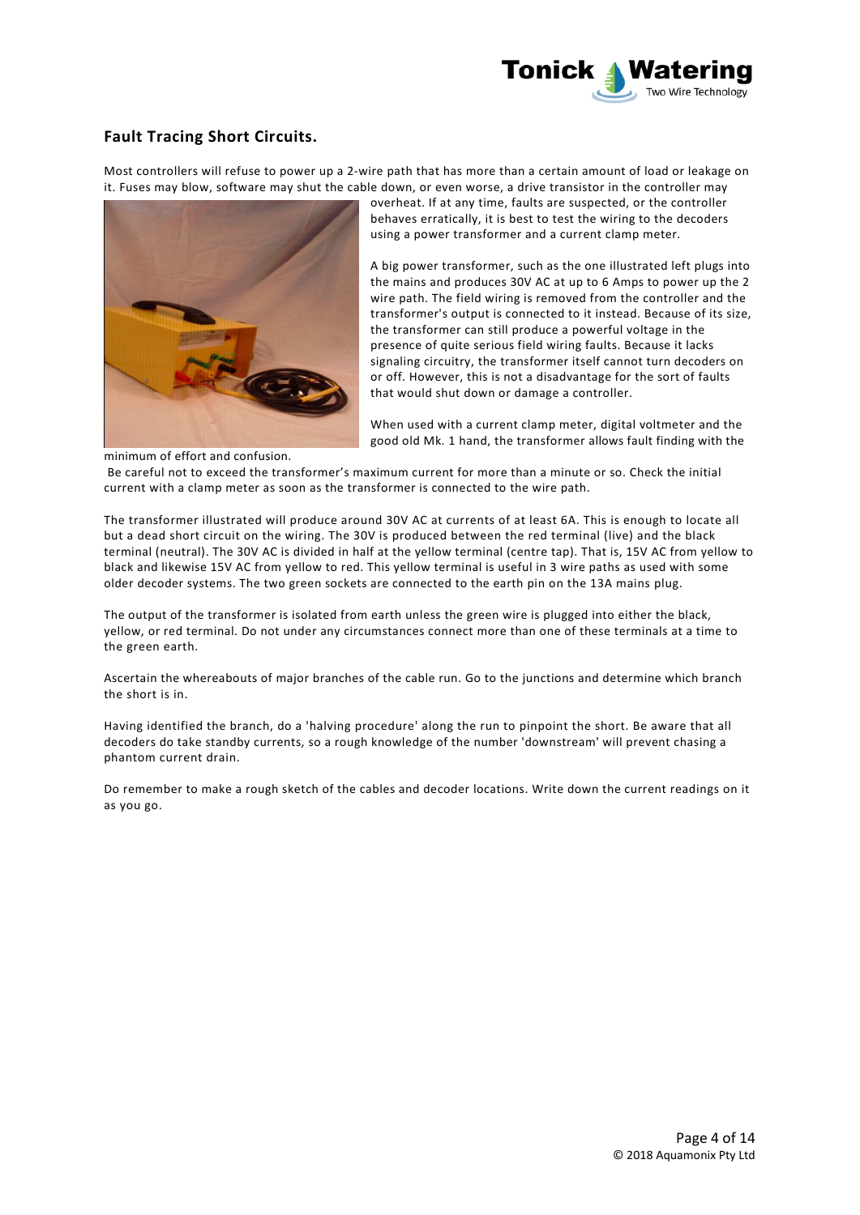## Fault Tracing Short Circuits.

Most controllers will refuse to power up a 2-wire path that has more than a certain amount of load or leakage on it. Fuses may blow, software may shut the cable down, or even worse, a drive transistor in the controller may overheat. If at any time, faults are suspected, or the controller behaves erratically, it is best to test the wiring to the decoders using a power transformer and a current clamp meter.

A big power transformer, such as the one illustrated left plugs into the mains and produces 30V AC at up to 6 Amps to power up the 2 wire path. The field wiring is removed from the controller and the transformer's output is connected to it instead. Because of its size, the transformer can still produce a powerful voltage in the presence of quite serious field wiring faults. Because it lacks signaling circuitry, the transformer itself cannot turn decoders on or off. However, this is not a disadvantage for the sort of faults that would shut down or damage a controller.

When used with a current clamp meter, digital voltmeter and the good old Mk. 1 hand, the transformer allows fault finding with the minimum of effort and confusion.

Be careful not to exceed the transformer's maximum current for more than a minute or so. Check the initial current with a clamp meter as soon as the transformer is connected to the wire path.

The transformer illustrated will produce around 30V AC at currents of at least 6A. This is enough to locate all but a dead short circuit on the wiring. The 30V is produced between the red terminal (live) and the black terminal (neutral). The 30V AC is divided in half at the yellow terminal (centre tap). That is, 15V AC from yellow to black and likewise 15V AC from yellow to red. This yellow terminal is useful in 3 wire paths as used with some older decoder systems. The two green sockets are connected to the earth pin on the 13A mains plug.

The output of the transformer is isolated from earth unless the green wire is plugged into either the black, yellow, or red terminal. Do not under any circumstances connect more than one of these terminals at a time to the green earth.

Ascertain the whereabouts of major branches of the cable run. Go to the junctions and determine which branch the short is in.

Having identified the branch, do a 'halving procedure' along the run to pinpoint the short. Be aware that all decoders do take standby currents, so a rough knowledge of the number 'downstream' will prevent chasing a phantom current drain.

Do remember to make a rough sketch of the cables and decoder locations. Write down the current readings on it as you go.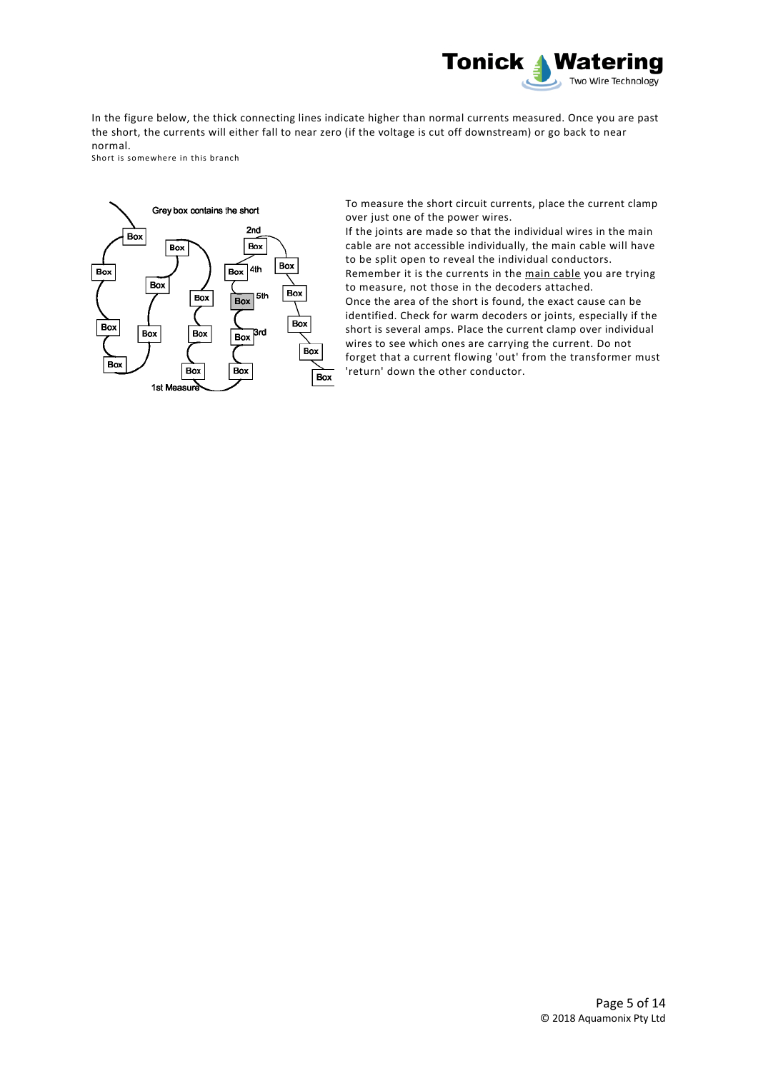In the figure below, the thick connecting lines indicate higher than normal currents measured. Once you are past the short, the currents will either fall to near zero (if the voltage is cut off downstream) or go back to near normal.

Short is somewhere in this branch

To measure the short circuit currents, place the current clamp over just one of the power wires.

If the joints are made so that the individual wires in the main cable are not accessible individually, the main cable will have to be split open to reveal the individual conductors.

Remember it is the currents in the main cable you are trying to measure, not those in the decoders attached.

Once the area of the short is found, the exact cause can be identified. Check for warm decoders or joints, especially if the short is several amps. Place the current clamp over individual wires to see which ones are carrying the current. Do not forget that a current flowing 'out' from the transformer must 'return' down the other conductor.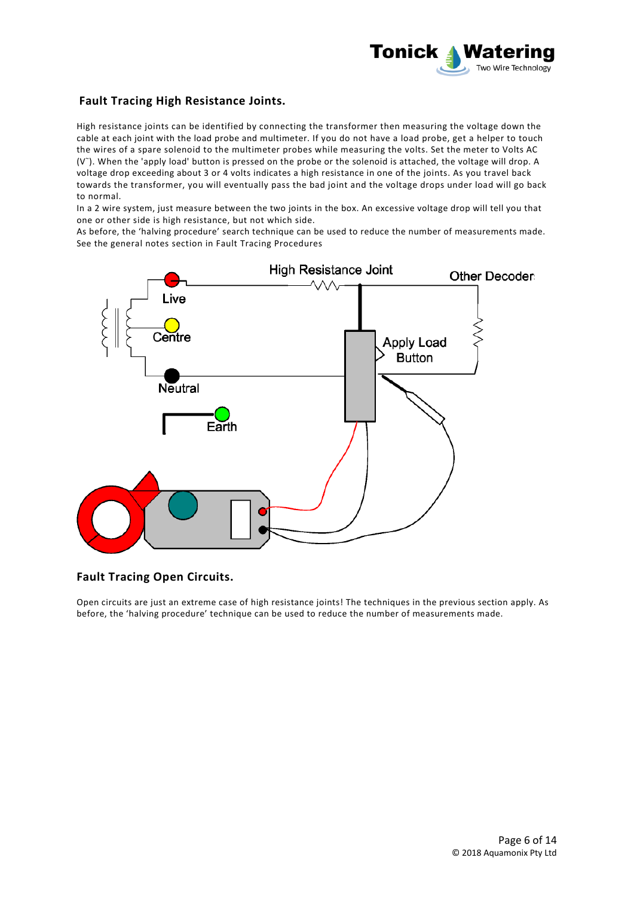## Fault Tracing High Resistance Joints.

High resistance joints can be identified by connecting the transformer then measuring the voltage down the cable at each joint with the load probe and multimeter. If you do not have a load probe, get a helper to touch the wires of a spare solenoid to the multimeter probes while measuring the volts. Set the meter to Volts AC (V˜). When the 'apply load' button is pressed on the probe or the solenoid is attached, the voltage will drop. A voltage drop exceeding about 3 or 4 volts indicates a high resistance in one of the joints. As you travel back towards the transformer, you will eventually pass the bad joint and the voltage drops under load will go back to normal.

In a 2 wire system, just measure between the two joints in the box. An excessive voltage drop will tell you that one or other side is high resistance, but not which side.

As before, the 'halving procedure' search technique can be used to reduce the number of measurements made. See the general notes section in Fault Tracing Procedures

High Resistance Joint

Other Decoder

Live

Centre

Neutral

Earth

Apply Load Button

## Fault Tracing Open Circuits.

Open circuits are just an extreme case of high resistance joints! The techniques in the previous section apply. As before, the 'halving procedure' technique can be used to reduce the number of measurements made.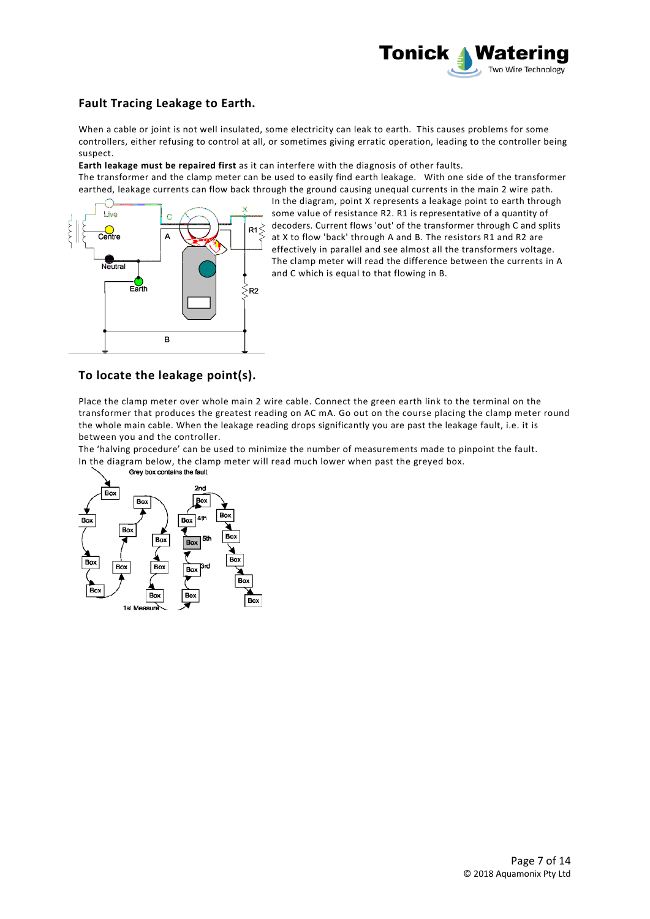## Fault Tracing Leakage to Earth.

When a cable or joint is not well insulated, some electricity can leak to earth. This causes problems for some controllers, either refusing to control at all, or sometimes giving erratic operation, leading to the controller being suspect.

**Earth leakage must be repaired first** as it can interfere with the diagnosis of other faults.

The transformer and the clamp meter can be used to easily find earth leakage. With one side of the transformer earthed, leakage currents can flow back through the ground causing unequal currents in the main 2 wire path.

In the diagram, point X represents a leakage point to earth through some value of resistance R2. R1 is representative of a quantity of decoders. Current flows 'out' of the transformer through C and splits at X to flow 'back' through A and B. The resistors R1 and R2 are effectively in parallel and see almost all the transformers voltage. The clamp meter will read the difference between the currents in A and C which is equal to that flowing in B.

## To locate the leakage point(s).

Place the clamp meter over whole main 2 wire cable. Connect the green earth link to the terminal on the transformer that produces the greatest reading on AC mA. Go out on the course placing the clamp meter round the whole main cable. When the leakage reading drops significantly you are past the leakage fault, i.e. it is between you and the controller.

The 'halving procedure' can be used to minimize the number of measurements made to pinpoint the fault.

In the diagram below, the clamp meter will read much lower when past the greyed box.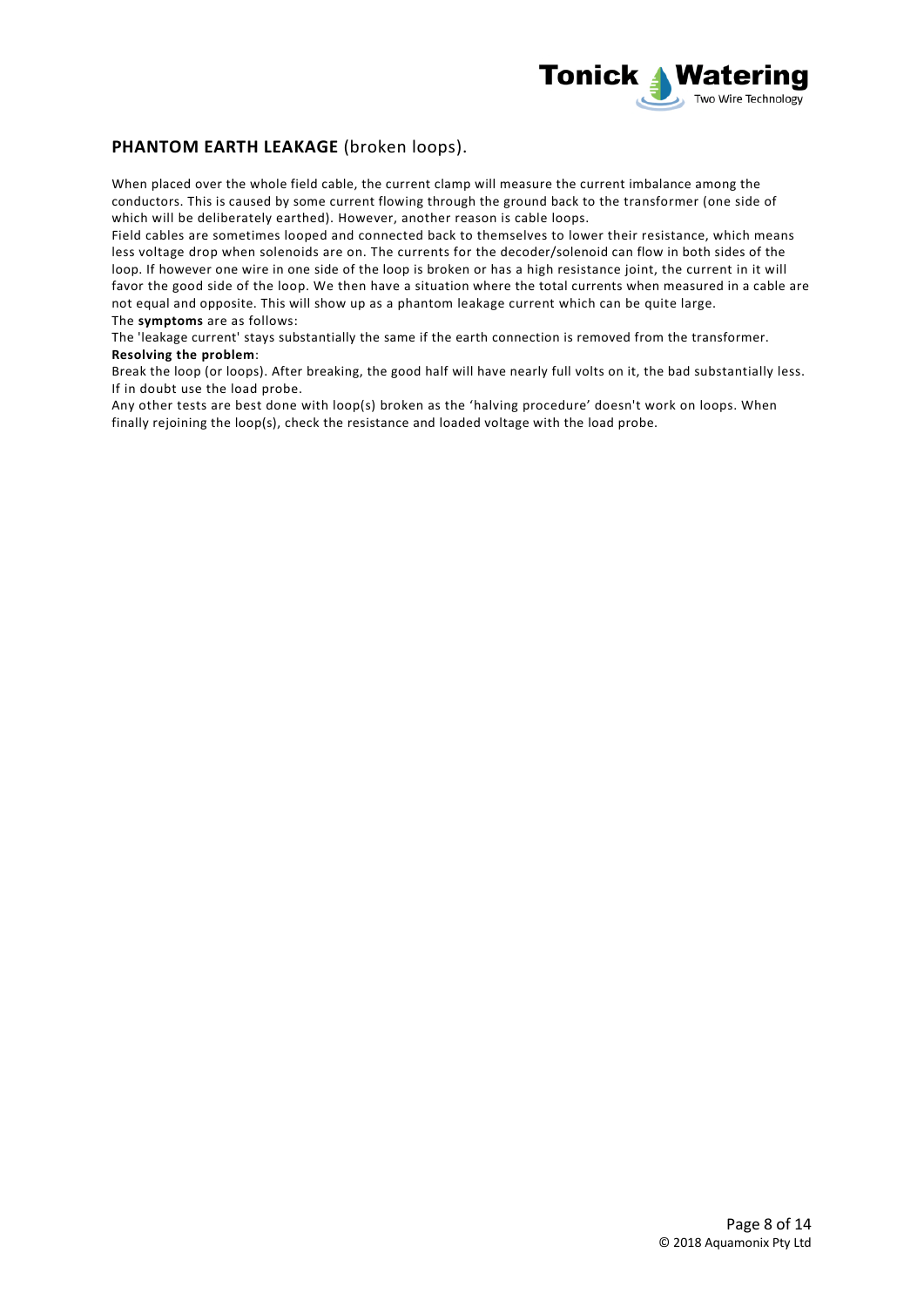## **PHANTOM EARTH LEAKAGE** (broken loops).

When placed over the whole field cable, the current clamp will measure the current imbalance among the conductors. This is caused by some current flowing through the ground back to the transformer (one side of which will be deliberately earthed). However, another reason is cable loops.

Field cables are sometimes looped and connected back to themselves to lower their resistance, which means less voltage drop when solenoids are on. The currents for the decoder/solenoid can flow in both sides of the loop. If however one wire in one side of the loop is broken or has a high resistance joint, the current in it will favor the good side of the loop. We then have a situation where the total currents when measured in a cable are not equal and opposite. This will show up as a phantom leakage current which can be quite large.

The **symptoms** are as follows:

The 'leakage current' stays substantially the same if the earth connection is removed from the transformer.

**Resolving the problem**:

Break the loop (or loops). After breaking, the good half will have nearly full volts on it, the bad substantially less. If in doubt use the load probe.

Any other tests are best done with loop(s) broken as the 'halving procedure' doesn't work on loops. When finally rejoining the loop(s), check the resistance and loaded voltage with the load probe.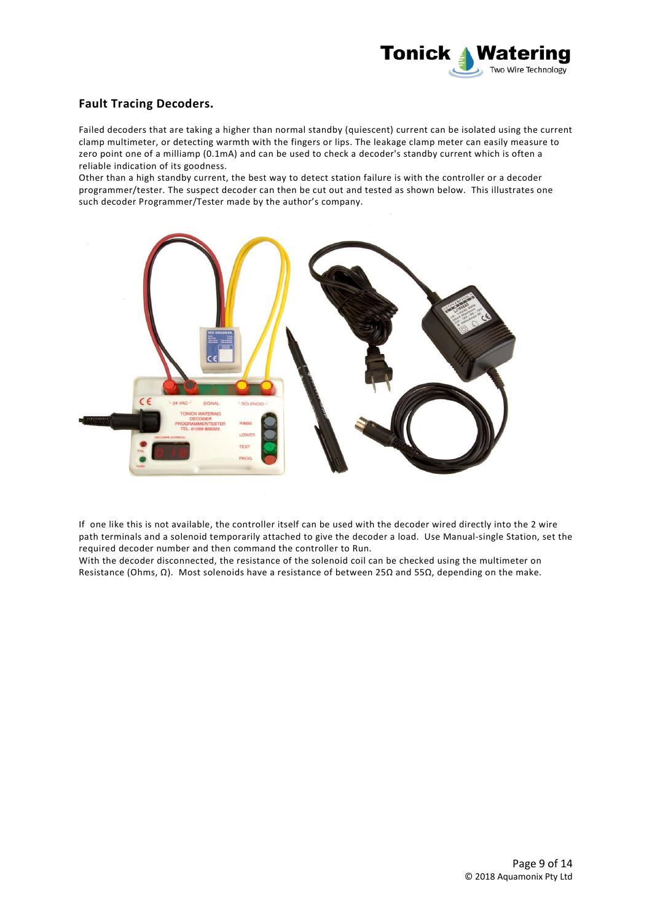## Fault Tracing Decoders.

Failed decoders that are taking a higher than normal standby (quiescent) current can be isolated using the current clamp multimeter, or detecting warmth with the fingers or lips. The leakage clamp meter can easily measure to zero point one of a milliamp (0.1mA) and can be used to check a decoder's standby current which is often a reliable indication of its goodness.

Other than a high standby current, the best way to detect station failure is with the controller or a decoder programmer/tester. The suspect decoder can then be cut out and tested as shown below. This illustrates one such decoder Programmer/Tester made by the author's company.

If one like this is not available, the controller itself can be used with the decoder wired directly into the 2 wire path terminals and a solenoid temporarily attached to give the decoder a load. Use Manual-single Station, set the required decoder number and then command the controller to Run.

With the decoder disconnected, the resistance of the solenoid coil can be checked using the multimeter on Resistance (Ohms, Ω). Most solenoids have a resistance of between 25Ω and 55Ω, depending on the make.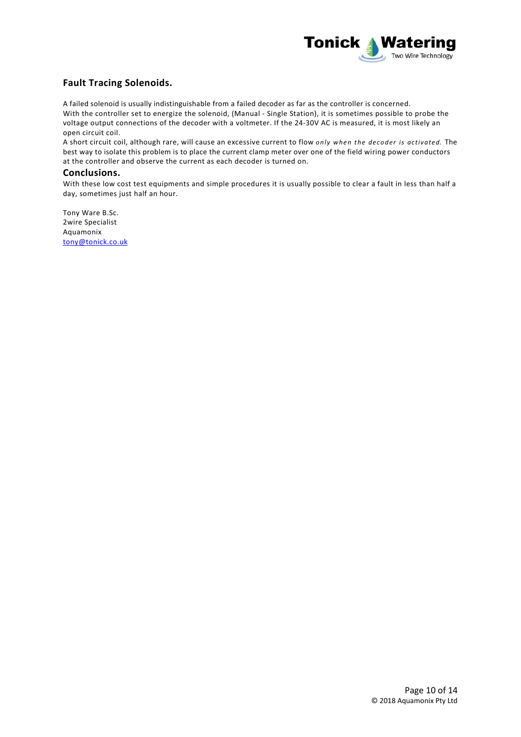## Fault Tracing Solenoids.

A failed solenoid is usually indistinguishable from a failed decoder as far as the controller is concerned.
With the controller set to energize the solenoid, (Manual - Single Station), it is sometimes possible to probe the voltage output connections of the decoder with a voltmeter. If the 24-30V AC is measured, it is most likely an open circuit coil.
A short circuit coil, although rare, will cause an excessive current to flow *only when the decoder is activated.* The best way to isolate this problem is to place the current clamp meter over one of the field wiring power conductors at the controller and observe the current as each decoder is turned on.

## Conclusions.

With these low cost test equipments and simple procedures it is usually possible to clear a fault in less than half a day, sometimes just half an hour.

Tony Ware B.Sc.
2wire Specialist
Aquamonix
[tony@tonick.co.uk](mailto:tony@tonick.co.uk)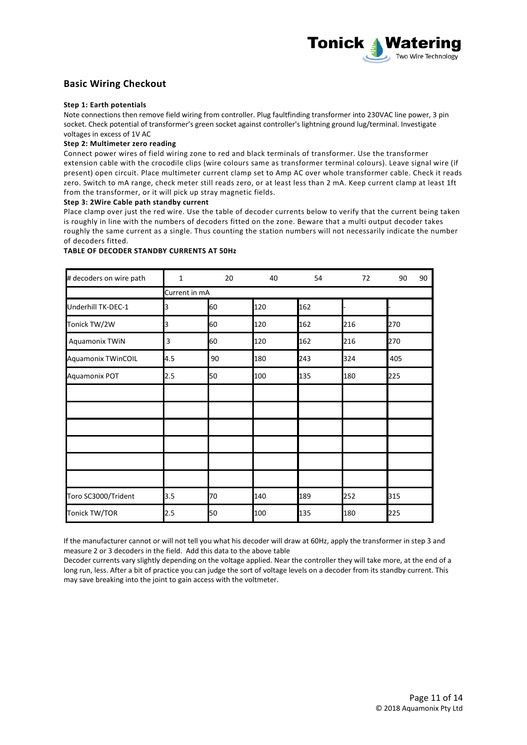## Basic Wiring Checkout

**Step 1: Earth potentials**

Note connections then remove field wiring from controller. Plug faultfinding transformer into 230VAC line power, 3 pin socket. Check potential of transformer's green socket against controller's lightning ground lug/terminal. Investigate voltages in excess of 1V AC

**Step 2: Multimeter zero reading**

Connect power wires of field wiring zone to red and black terminals of transformer. Use the transformer extension cable with the crocodile clips (wire colours same as transformer terminal colours). Leave signal wire (if present) open circuit. Place multimeter current clamp set to Amp AC over whole transformer cable. Check it reads zero. Switch to mA range, check meter still reads zero, or at least less than 2 mA. Keep current clamp at least 1ft from the transformer, or it will pick up stray magnetic fields.

**Step 3: 2Wire Cable path standby current**

Place clamp over just the red wire. Use the table of decoder currents below to verify that the current being taken is roughly in line with the numbers of decoders fitted on the zone. Beware that a multi output decoder takes roughly the same current as a single. Thus counting the station numbers will not necessarily indicate the number of decoders fitted.

**TABLE OF DECODER STANDBY CURRENTS AT 50Hz**

| # decoders on wire path | 1 | 20 | 40 | 54 | 72 | 90 90 |
|---|---|---|---|---|---|---|
| | Current in mA | | | | | |
| Underhill TK-DEC-1 | 3 | 60 | 120 | 162 | - | - |
| Tonick TW/2W | 3 | 60 | 120 | 162 | 216 | 270 |
| Aquamonix TWiN | 3 | 60 | 120 | 162 | 216 | 270 |
| Aquamonix TWinCOIL | 4.5 | 90 | 180 | 243 | 324 | 405 |
| Aquamonix POT | 2.5 | 50 | 100 | 135 | 180 | 225 |
| | | | | | | |
| | | | | | | |
| | | | | | | |
| | | | | | | |
| | | | | | | |
| | | | | | | |
| Toro SC3000/Trident | 3.5 | 70 | 140 | 189 | 252 | 315 |
| Tonick TW/TOR | 2.5 | 50 | 100 | 135 | 180 | 225 |

If the manufacturer cannot or will not tell you what his decoder will draw at 60Hz, apply the transformer in step 3 and measure 2 or 3 decoders in the field. Add this data to the above table

Decoder currents vary slightly depending on the voltage applied. Near the controller they will take more, at the end of a long run, less. After a bit of practice you can judge the sort of voltage levels on a decoder from its standby current. This may save breaking into the joint to gain access with the voltmeter.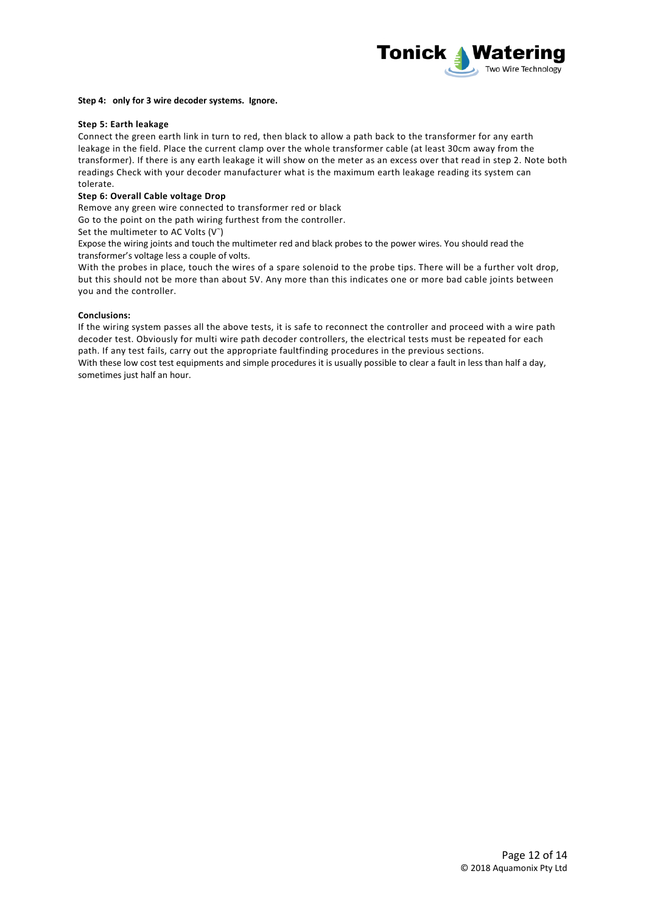**Step 4: only for 3 wire decoder systems. Ignore.**

**Step 5: Earth leakage**

Connect the green earth link in turn to red, then black to allow a path back to the transformer for any earth leakage in the field. Place the current clamp over the whole transformer cable (at least 30cm away from the transformer). If there is any earth leakage it will show on the meter as an excess over that read in step 2. Note both readings Check with your decoder manufacturer what is the maximum earth leakage reading its system can tolerate.

**Step 6: Overall Cable voltage Drop**

Remove any green wire connected to transformer red or black

Go to the point on the path wiring furthest from the controller.

Set the multimeter to AC Volts (V˜)

Expose the wiring joints and touch the multimeter red and black probes to the power wires. You should read the transformer's voltage less a couple of volts.

With the probes in place, touch the wires of a spare solenoid to the probe tips. There will be a further volt drop, but this should not be more than about 5V. Any more than this indicates one or more bad cable joints between you and the controller.

**Conclusions:**

If the wiring system passes all the above tests, it is safe to reconnect the controller and proceed with a wire path decoder test. Obviously for multi wire path decoder controllers, the electrical tests must be repeated for each path. If any test fails, carry out the appropriate faultfinding procedures in the previous sections.

With these low cost test equipments and simple procedures it is usually possible to clear a fault in less than half a day, sometimes just half an hour.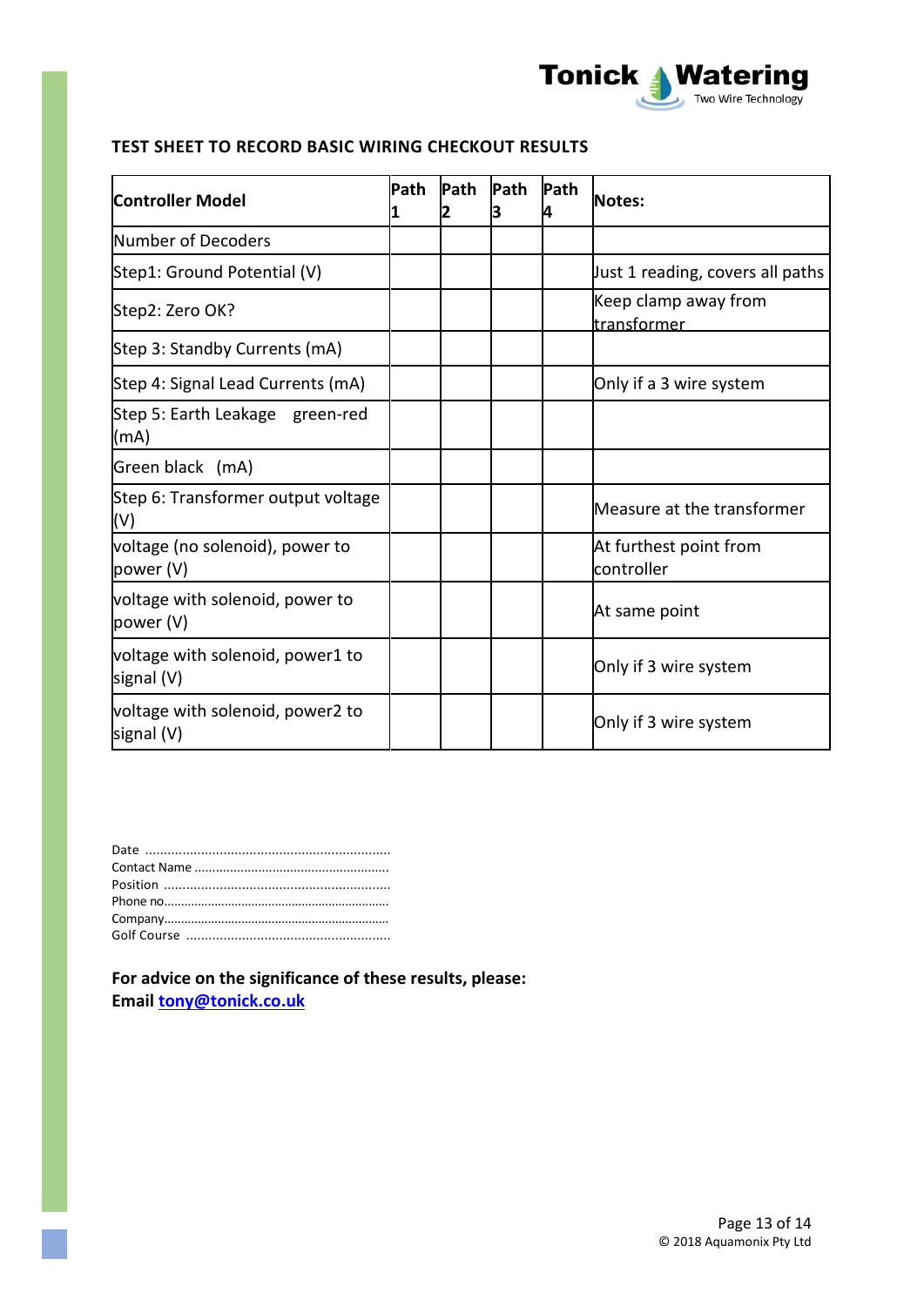## TEST SHEET TO RECORD BASIC WIRING CHECKOUT RESULTS

| Controller Model | Path 1 | Path 2 | Path 3 | Path 4 | Notes: |
|---|---|---|---|---|---|
| Number of Decoders | | | | | |
| Step1: Ground Potential (V) | | | | | Just 1 reading, covers all paths |
| Step2: Zero OK? | | | | | Keep clamp away from transformer |
| Step 3: Standby Currents (mA) | | | | | |
| Step 4: Signal Lead Currents (mA) | | | | | Only if a 3 wire system |
| Step 5: Earth Leakage green-red (mA) | | | | | |
| Green black (mA) | | | | | |
| Step 6: Transformer output voltage (V) | | | | | Measure at the transformer |
| voltage (no solenoid), power to power (V) | | | | | At furthest point from controller |
| voltage with solenoid, power to power (V) | | | | | At same point |
| voltage with solenoid, power1 to signal (V) | | | | | Only if 3 wire system |
| voltage with solenoid, power2 to signal (V) | | | | | Only if 3 wire system |

Date ..................................................................
Contact Name .......................................................
Position .............................................................
Phone no.................................................................
Company.................................................................
Golf Course .......................................................

**For advice on the significance of these results, please:**
**Email tony@tonick.co.uk**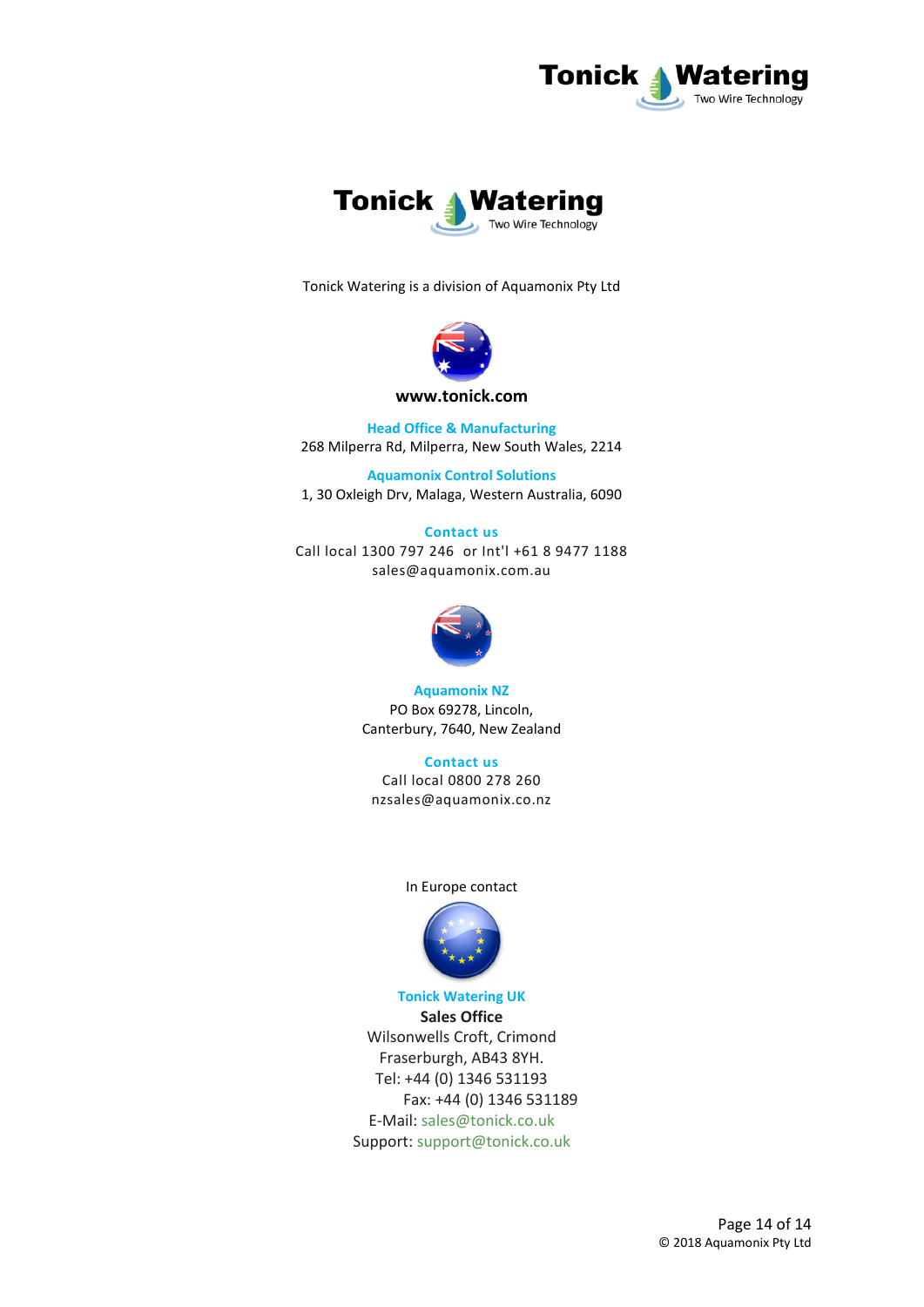Tonick Watering
Two Wire Technology

Tonick Watering is a division of Aquamonix Pty Ltd

**www.tonick.com**

**Head Office & Manufacturing**
268 Milperra Rd, Milperra, New South Wales, 2214

**Aquamonix Control Solutions**
1, 30 Oxleigh Drv, Malaga, Western Australia, 6090

**Contact us**
Call local 1300 797 246 or Int'l +61 8 9477 1188
sales@aquamonix.com.au

**Aquamonix NZ**
PO Box 69278, Lincoln,
Canterbury, 7640, New Zealand

**Contact us**
Call local 0800 278 260
nzsales@aquamonix.co.nz

In Europe contact

**Tonick Watering UK**
**Sales Office**
Wilsonwells Croft, Crimond
Fraserburgh, AB43 8YH.
Tel: +44 (0) 1346 531193
Fax: +44 (0) 1346 531189
E-Mail: sales@tonick.co.uk
Support: support@tonick.co.uk

© 2018 Aquamonix Pty Ltd